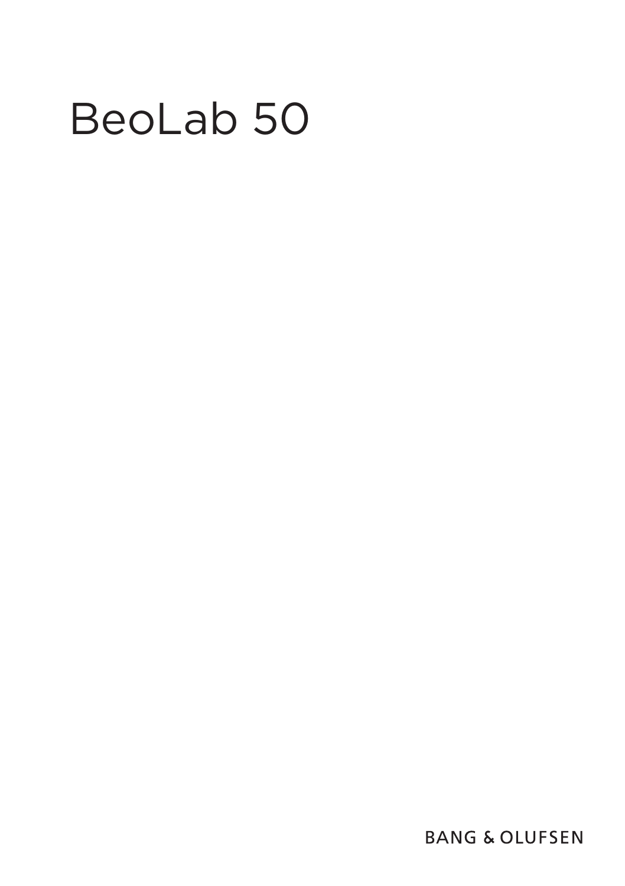# BeoLab 50

BANG & OLUFSEN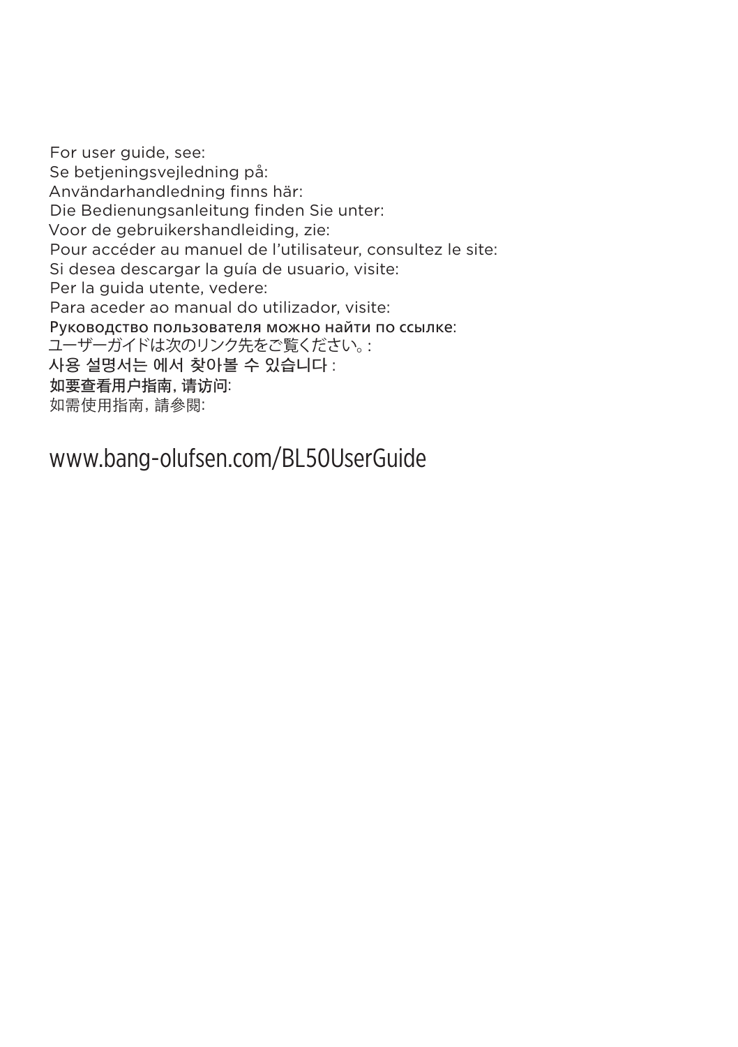For user guide, see:
Se betjeningsvejledning på:
Användarhandledning finns här:
Die Bedienungsanleitung finden Sie unter:
Voor de gebruikershandleiding, zie:
Pour accéder au manuel de l'utilisateur, consultez le site:
Si desea descargar la guía de usuario, visite:
Per la guida utente, vedere:
Para aceder ao manual do utilizador, visite:
Руководство пользователя можно найти по ссылке:
ユーザーガイドは次のリンク先をご覧ください。:
사용 설명서는 에서 찾아볼 수 있습니다 :
如要查看用户指南，请访问:
如需使用指南，請參閱:

www.bang-olufsen.com/BL50UserGuide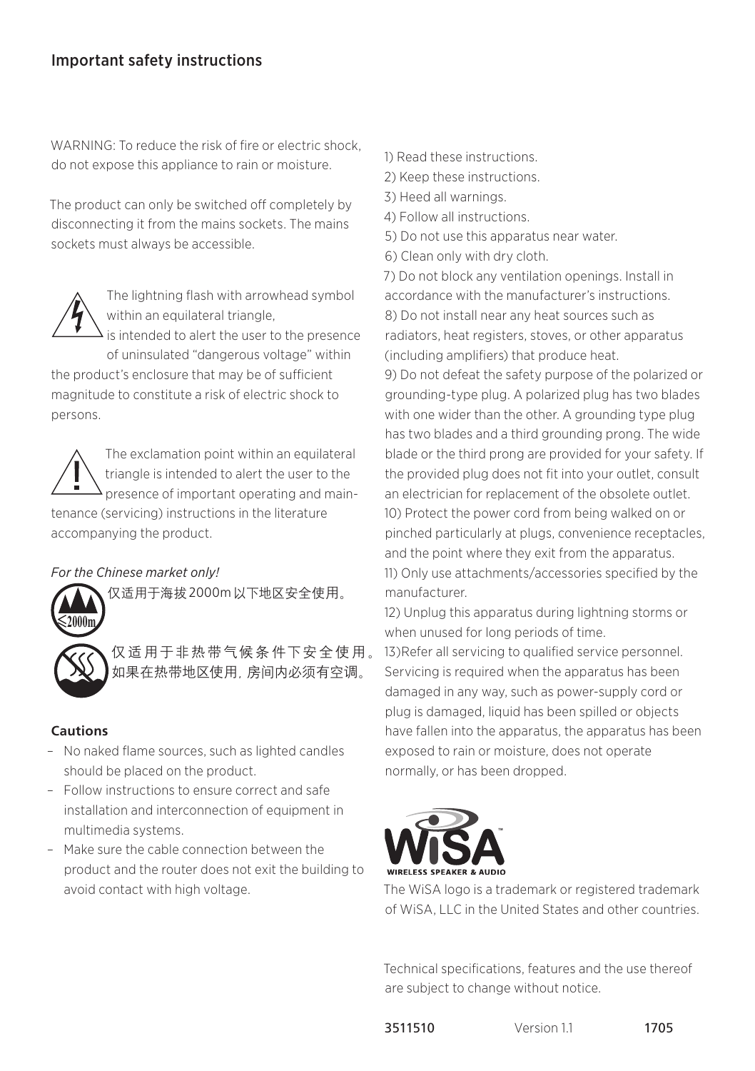## Important safety instructions

WARNING: To reduce the risk of fire or electric shock, do not expose this appliance to rain or moisture.

The product can only be switched off completely by disconnecting it from the mains sockets. The mains sockets must always be accessible.

The lightning flash with arrowhead symbol within an equilateral triangle, is intended to alert the user to the presence of uninsulated “dangerous voltage” within the product’s enclosure that may be of sufficient magnitude to constitute a risk of electric shock to persons.

The exclamation point within an equilateral triangle is intended to alert the user to the presence of important operating and maintenance (servicing) instructions in the literature accompanying the product.

*For the Chinese market only!*

仅适用于海拔 2000m 以下地区安全使用。

仅适用于非热带气候条件下安全使用。如果在热带地区使用，房间内必须有空调。

**Cautions**

– No naked flame sources, such as lighted candles should be placed on the product.
– Follow instructions to ensure correct and safe installation and interconnection of equipment in multimedia systems.
– Make sure the cable connection between the product and the router does not exit the building to avoid contact with high voltage.

1) Read these instructions.
2) Keep these instructions.
3) Heed all warnings.
4) Follow all instructions.
5) Do not use this apparatus near water.
6) Clean only with dry cloth.
7) Do not block any ventilation openings. Install in accordance with the manufacturer’s instructions.
8) Do not install near any heat sources such as radiators, heat registers, stoves, or other apparatus (including amplifiers) that produce heat.
9) Do not defeat the safety purpose of the polarized or grounding-type plug. A polarized plug has two blades with one wider than the other. A grounding type plug has two blades and a third grounding prong. The wide blade or the third prong are provided for your safety. If the provided plug does not fit into your outlet, consult an electrician for replacement of the obsolete outlet.
10) Protect the power cord from being walked on or pinched particularly at plugs, convenience receptacles, and the point where they exit from the apparatus.
11) Only use attachments/accessories specified by the manufacturer.
12) Unplug this apparatus during lightning storms or when unused for long periods of time.
13)Refer all servicing to qualified service personnel. Servicing is required when the apparatus has been damaged in any way, such as power-supply cord or plug is damaged, liquid has been spilled or objects have fallen into the apparatus, the apparatus has been exposed to rain or moisture, does not operate normally, or has been dropped.

WiSA™ WIRELESS SPEAKER & AUDIO

The WiSA logo is a trademark or registered trademark of WiSA, LLC in the United States and other countries.

Technical specifications, features and the use thereof are subject to change without notice.

3511510 Version 1.1 1705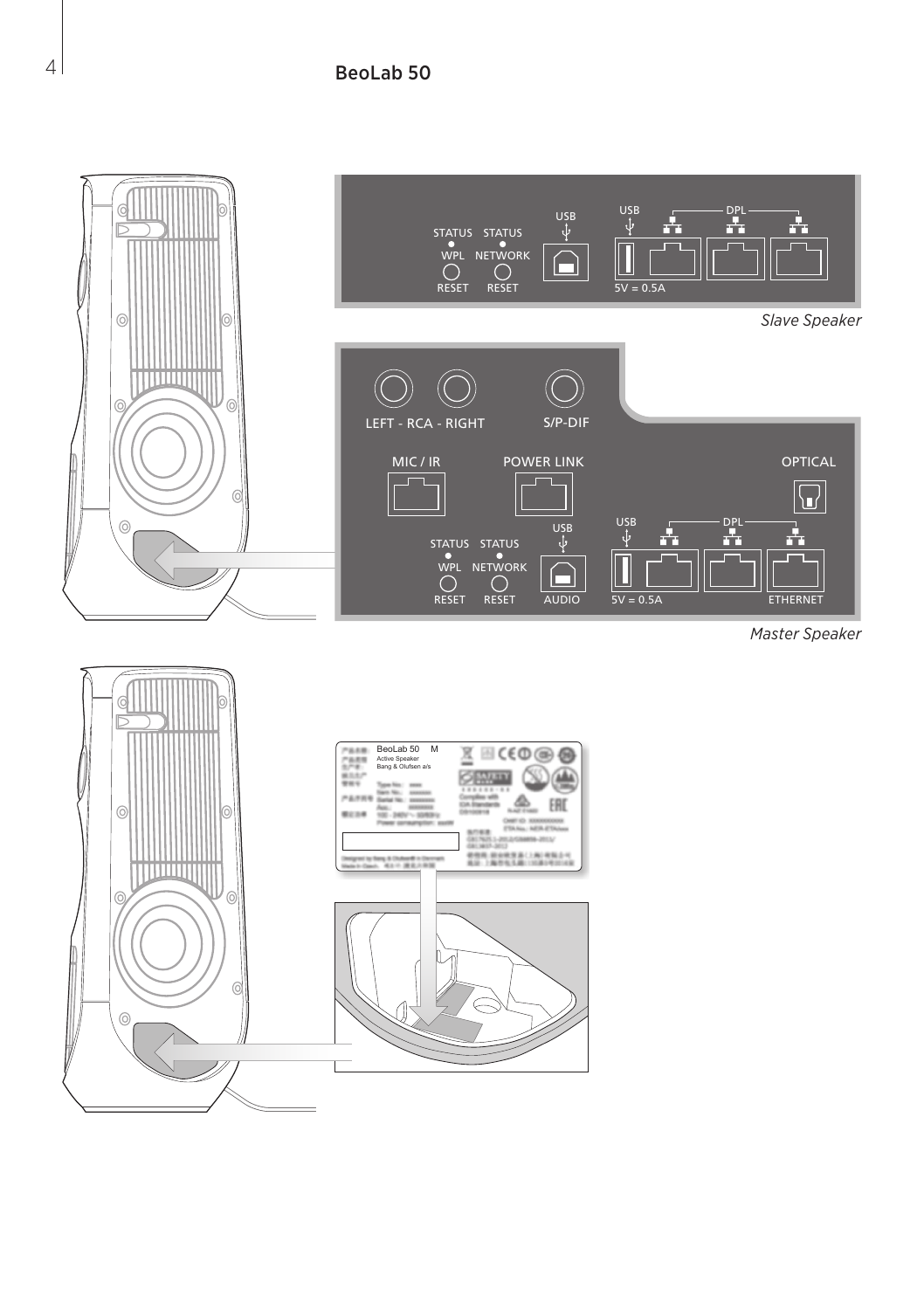# BeoLab 50

STATUS WPL RESET
STATUS NETWORK RESET
USB
USB
DPL
5V = 0.5A

*Slave Speaker*

LEFT - RCA - RIGHT
S/P-DIF
MIC / IR
POWER LINK
OPTICAL
STATUS WPL RESET
STATUS NETWORK RESET
USB AUDIO
USB
DPL
5V = 0.5A
ETHERNET

*Master Speaker*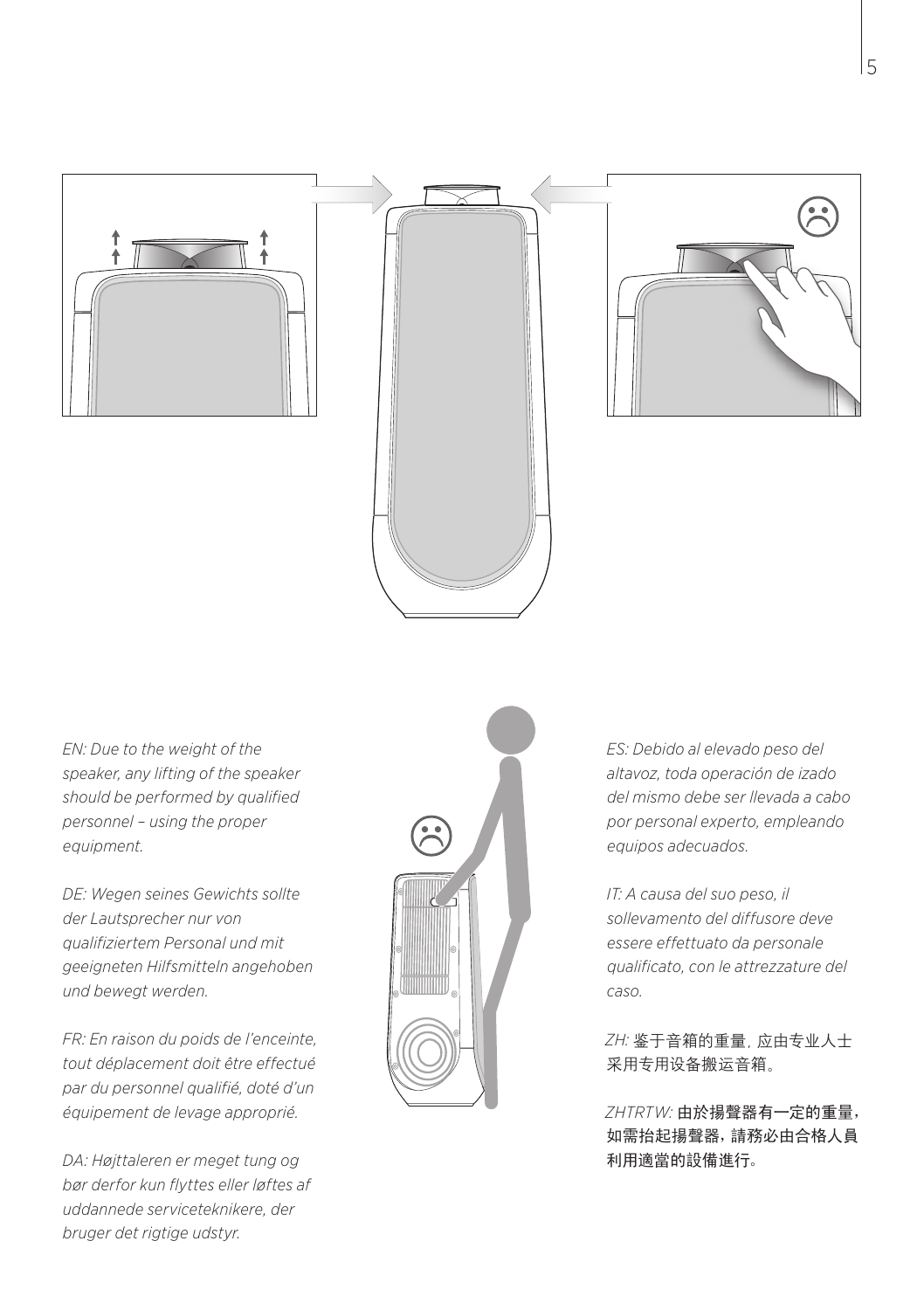*EN: Due to the weight of the speaker, any lifting of the speaker should be performed by qualified personnel – using the proper equipment.*

*DE: Wegen seines Gewichts sollte der Lautsprecher nur von qualifiziertem Personal und mit geeigneten Hilfsmitteln angehoben und bewegt werden.*

*FR: En raison du poids de l'enceinte, tout déplacement doit être effectué par du personnel qualifié, doté d'un équipement de levage approprié.*

*DA: Højttaleren er meget tung og bør derfor kun flyttes eller løftes af uddannede serviceteknikere, der bruger det rigtige udstyr.*

*ES: Debido al elevado peso del altavoz, toda operación de izado del mismo debe ser llevada a cabo por personal experto, empleando equipos adecuados.*

*IT: A causa del suo peso, il sollevamento del diffusore deve essere effettuato da personale qualificato, con le attrezzature del caso.*

*ZH:* 鉴于音箱的重量，应由专业人士采用专用设备搬运音箱。

*ZHTRTW:* 由於揚聲器有一定的重量，如需抬起揚聲器，請務必由合格人員利用適當的設備進行。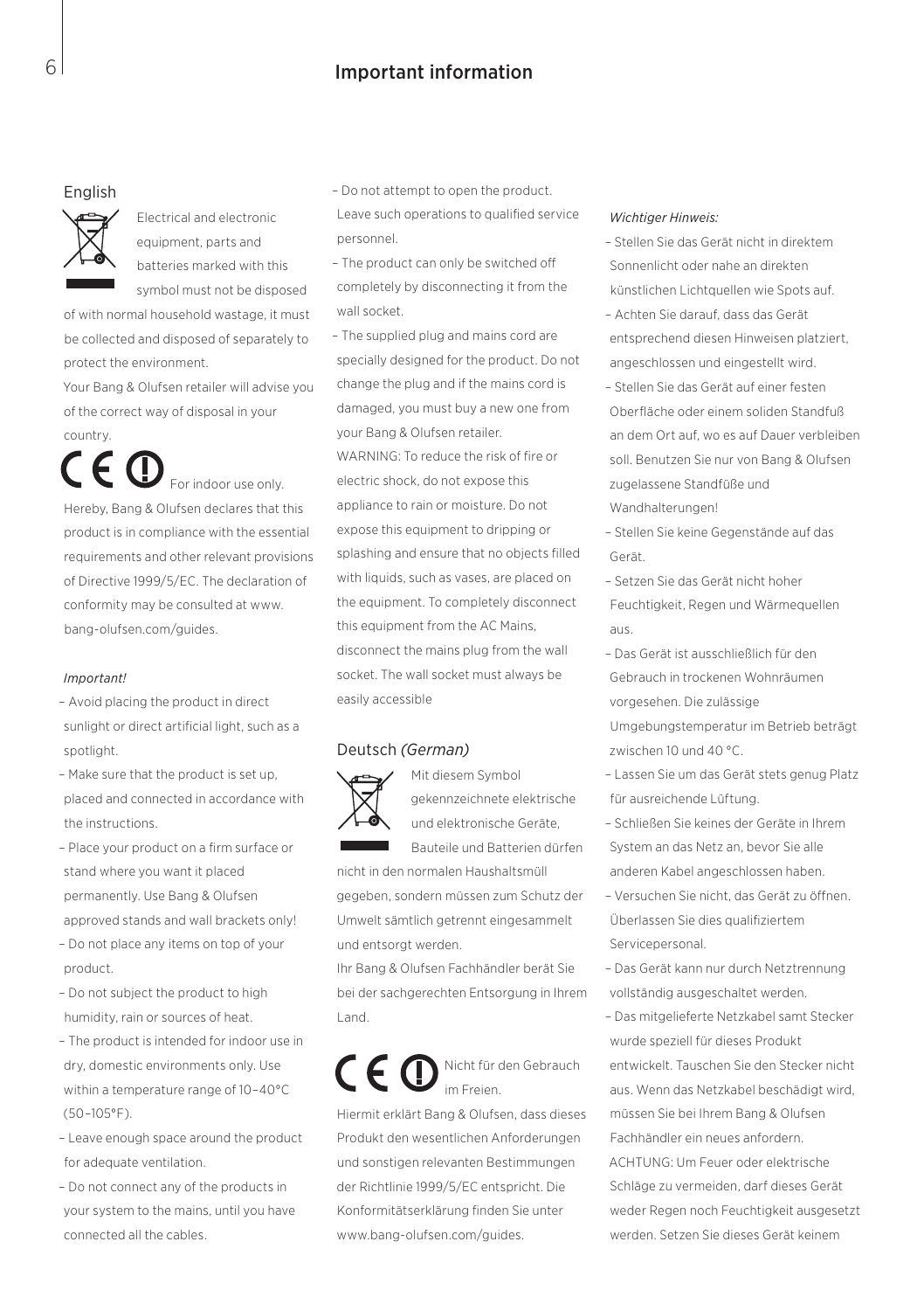# Important information

## English

Electrical and electronic equipment, parts and batteries marked with this symbol must not be disposed of with normal household wastage, it must be collected and disposed of separately to protect the environment.

Your Bang & Olufsen retailer will advise you of the correct way of disposal in your country.

For indoor use only.

Hereby, Bang & Olufsen declares that this product is in compliance with the essential requirements and other relevant provisions of Directive 1999/5/EC. The declaration of conformity may be consulted at www.bang-olufsen.com/guides.

*Important!*

- Avoid placing the product in direct sunlight or direct artificial light, such as a spotlight.
- Make sure that the product is set up, placed and connected in accordance with the instructions.
- Place your product on a firm surface or stand where you want it placed permanently. Use Bang & Olufsen approved stands and wall brackets only!
- Do not place any items on top of your product.
- Do not subject the product to high humidity, rain or sources of heat.
- The product is intended for indoor use in dry, domestic environments only. Use within a temperature range of 10–40°C (50–105°F).
- Leave enough space around the product for adequate ventilation.
- Do not connect any of the products in your system to the mains, until you have connected all the cables.
- Do not attempt to open the product. Leave such operations to qualified service personnel.
- The product can only be switched off completely by disconnecting it from the wall socket.
- The supplied plug and mains cord are specially designed for the product. Do not change the plug and if the mains cord is damaged, you must buy a new one from your Bang & Olufsen retailer.

WARNING: To reduce the risk of fire or electric shock, do not expose this appliance to rain or moisture. Do not expose this equipment to dripping or splashing and ensure that no objects filled with liquids, such as vases, are placed on the equipment. To completely disconnect this equipment from the AC Mains, disconnect the mains plug from the wall socket. The wall socket must always be easily accessible

## Deutsch *(German)*

Mit diesem Symbol gekennzeichnete elektrische und elektronische Geräte, Bauteile und Batterien dürfen nicht in den normalen Haushaltsmüll gegeben, sondern müssen zum Schutz der Umwelt sämtlich getrennt eingesammelt und entsorgt werden.

Ihr Bang & Olufsen Fachhändler berät Sie bei der sachgerechten Entsorgung in Ihrem Land.

Nicht für den Gebrauch im Freien.

Hiermit erklärt Bang & Olufsen, dass dieses Produkt den wesentlichen Anforderungen und sonstigen relevanten Bestimmungen der Richtlinie 1999/5/EC entspricht. Die Konformitätserklärung finden Sie unter www.bang-olufsen.com/guides.

*Wichtiger Hinweis:*

- Stellen Sie das Gerät nicht in direktem Sonnenlicht oder nahe an direkten künstlichen Lichtquellen wie Spots auf.
- Achten Sie darauf, dass das Gerät entsprechend diesen Hinweisen platziert, angeschlossen und eingestellt wird.
- Stellen Sie das Gerät auf einer festen Oberfläche oder einem soliden Standfuß an dem Ort auf, wo es auf Dauer verbleiben soll. Benutzen Sie nur von Bang & Olufsen zugelassene Standfüße und Wandhalterungen!
- Stellen Sie keine Gegenstände auf das Gerät.
- Setzen Sie das Gerät nicht hoher Feuchtigkeit, Regen und Wärmequellen aus.
- Das Gerät ist ausschließlich für den Gebrauch in trockenen Wohnräumen vorgesehen. Die zulässige Umgebungstemperatur im Betrieb beträgt zwischen 10 und 40 °C.
- Lassen Sie um das Gerät stets genug Platz für ausreichende Lüftung.
- Schließen Sie keines der Geräte in Ihrem System an das Netz an, bevor Sie alle anderen Kabel angeschlossen haben.
- Versuchen Sie nicht, das Gerät zu öffnen. Überlassen Sie dies qualifiziertem Servicepersonal.
- Das Gerät kann nur durch Netztrennung vollständig ausgeschaltet werden.
- Das mitgelieferte Netzkabel samt Stecker wurde speziell für dieses Produkt entwickelt. Tauschen Sie den Stecker nicht aus. Wenn das Netzkabel beschädigt wird, müssen Sie bei Ihrem Bang & Olufsen Fachhändler ein neues anfordern.

ACHTUNG: Um Feuer oder elektrische Schläge zu vermeiden, darf dieses Gerät weder Regen noch Feuchtigkeit ausgesetzt werden. Setzen Sie dieses Gerät keinem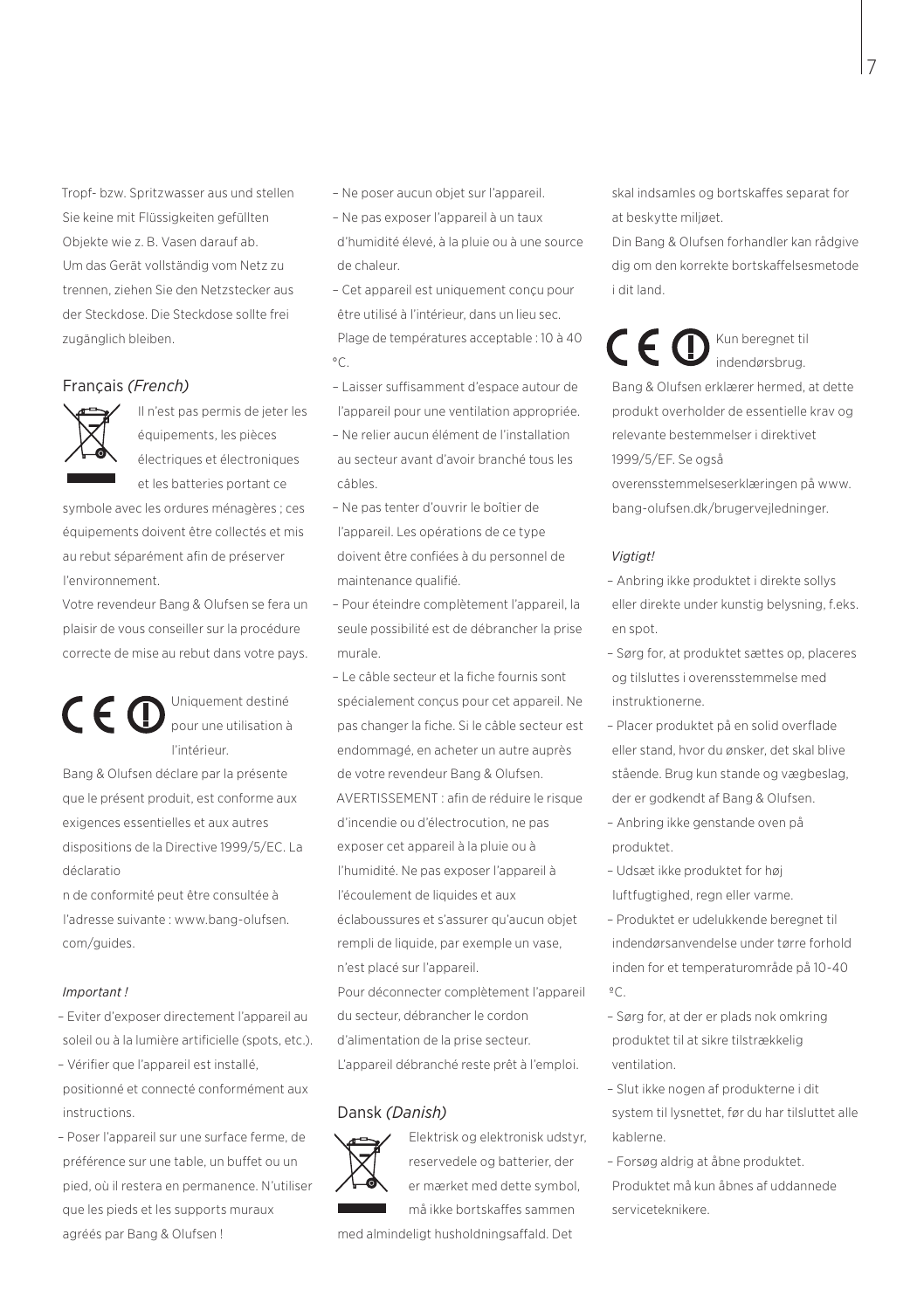Tropf- bzw. Spritzwasser aus und stellen Sie keine mit Flüssigkeiten gefüllten Objekte wie z. B. Vasen darauf ab.
Um das Gerät vollständig vom Netz zu trennen, ziehen Sie den Netzstecker aus der Steckdose. Die Steckdose sollte frei zugänglich bleiben.

## Français *(French)*

Il n'est pas permis de jeter les équipements, les pièces électriques et électroniques et les batteries portant ce symbole avec les ordures ménagères ; ces équipements doivent être collectés et mis au rebut séparément afin de préserver l'environnement.
Votre revendeur Bang & Olufsen se fera un plaisir de vous conseiller sur la procédure correcte de mise au rebut dans votre pays.

Uniquement destiné pour une utilisation à l'intérieur.
Bang & Olufsen déclare par la présente que le présent produit, est conforme aux exigences essentielles et aux autres dispositions de la Directive 1999/5/EC. La déclaratio
n de conformité peut être consultée à l'adresse suivante : www.bang-olufsen.com/guides.

*Important !*

– Eviter d'exposer directement l'appareil au soleil ou à la lumière artificielle (spots, etc.).
– Vérifier que l'appareil est installé, positionné et connecté conformément aux instructions.
– Poser l'appareil sur une surface ferme, de préférence sur une table, un buffet ou un pied, où il restera en permanence. N'utiliser que les pieds et les supports muraux agréés par Bang & Olufsen !
– Ne poser aucun objet sur l'appareil.
– Ne pas exposer l'appareil à un taux d'humidité élevé, à la pluie ou à une source de chaleur.
– Cet appareil est uniquement conçu pour être utilisé à l'intérieur, dans un lieu sec. Plage de températures acceptable : 10 à 40 °C.
– Laisser suffisamment d'espace autour de l'appareil pour une ventilation appropriée.
– Ne relier aucun élément de l'installation au secteur avant d'avoir branché tous les câbles.
– Ne pas tenter d'ouvrir le boîtier de l'appareil. Les opérations de ce type doivent être confiées à du personnel de maintenance qualifié.
– Pour éteindre complètement l'appareil, la seule possibilité est de débrancher la prise murale.
– Le câble secteur et la fiche fournis sont spécialement conçus pour cet appareil. Ne pas changer la fiche. Si le câble secteur est endommagé, en acheter un autre auprès de votre revendeur Bang & Olufsen.

AVERTISSEMENT : afin de réduire le risque d'incendie ou d'électrocution, ne pas exposer cet appareil à la pluie ou à l'humidité. Ne pas exposer l'appareil à l'écoulement de liquides et aux éclaboussures et s'assurer qu'aucun objet rempli de liquide, par exemple un vase, n'est placé sur l'appareil.
Pour déconnecter complètement l'appareil du secteur, débrancher le cordon d'alimentation de la prise secteur. L'appareil débranché reste prêt à l'emploi.

## Dansk *(Danish)*

Elektrisk og elektronisk udstyr, reservedele og batterier, der er mærket med dette symbol, må ikke bortskaffes sammen med almindeligt husholdningsaffald. Det skal indsamles og bortskaffes separat for at beskytte miljøet.
Din Bang & Olufsen forhandler kan rådgive dig om den korrekte bortskaffelsesmetode i dit land.

Kun beregnet til indendørsbrug.
Bang & Olufsen erklærer hermed, at dette produkt overholder de essentielle krav og relevante bestemmelser i direktivet 1999/5/EF. Se også overensstemmelseserklæringen på www.bang-olufsen.dk/brugervejledninger.

*Vigtigt!*

– Anbring ikke produktet i direkte sollys eller direkte under kunstig belysning, f.eks. en spot.
– Sørg for, at produktet sættes op, placeres og tilsluttes i overensstemmelse med instruktionerne.
– Placer produktet på en solid overflade eller stand, hvor du ønsker, det skal blive stående. Brug kun stande og vægbeslag, der er godkendt af Bang & Olufsen.
– Anbring ikke genstande oven på produktet.
– Udsæt ikke produktet for høj luftfugtighed, regn eller varme.
– Produktet er udelukkende beregnet til indendørsanvendelse under tørre forhold inden for et temperaturområde på 10-40 ºC.
– Sørg for, at der er plads nok omkring produktet til at sikre tilstrækkelig ventilation.
– Slut ikke nogen af produkterne i dit system til lysnettet, før du har tilsluttet alle kablerne.
– Forsøg aldrig at åbne produktet. Produktet må kun åbnes af uddannede serviceteknikere.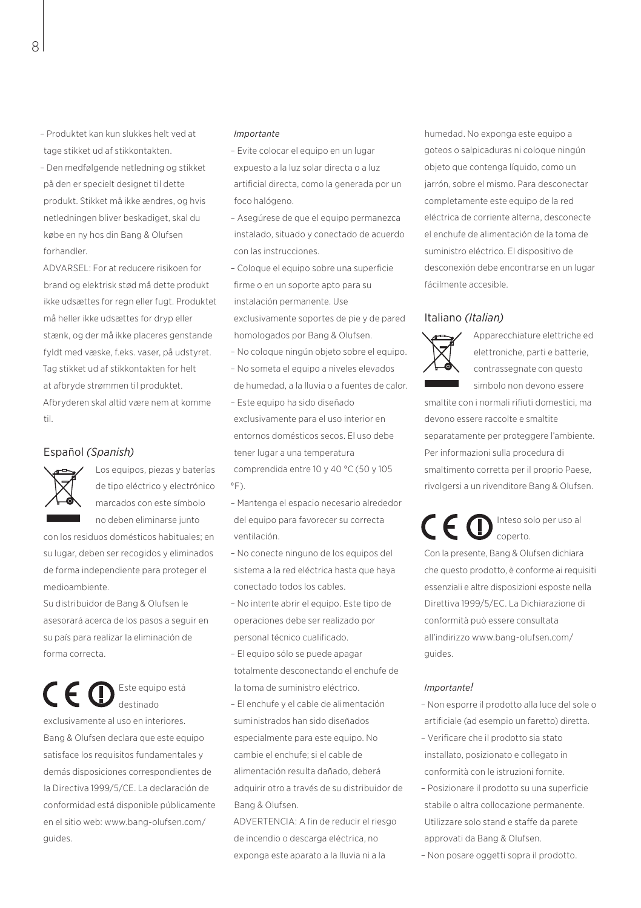- Produktet kan kun slukkes helt ved at tage stikket ud af stikkontakten.
- Den medfølgende netledning og stikket på den er specielt designet til dette produkt. Stikket må ikke ændres, og hvis netledningen bliver beskadiget, skal du købe en ny hos din Bang & Olufsen forhandler.

ADVARSEL: For at reducere risikoen for brand og elektrisk stød må dette produkt ikke udsættes for regn eller fugt. Produktet må heller ikke udsættes for dryp eller stænk, og der må ikke placeres genstande fyldt med væske, f.eks. vaser, på udstyret. Tag stikket ud af stikkontakten for helt at afbryde strømmen til produktet. Afbryderen skal altid være nem at komme til.

## Español *(Spanish)*

Los equipos, piezas y baterías de tipo eléctrico y electrónico marcados con este símbolo no deben eliminarse junto con los residuos domésticos habituales; en su lugar, deben ser recogidos y eliminados de forma independiente para proteger el medioambiente.

Su distribuidor de Bang & Olufsen le asesorará acerca de los pasos a seguir en su país para realizar la eliminación de forma correcta.

Este equipo está destinado exclusivamente al uso en interiores.

Bang & Olufsen declara que este equipo satisface los requisitos fundamentales y demás disposiciones correspondientes de la Directiva 1999/5/CE. La declaración de conformidad está disponible públicamente en el sitio web: www.bang-olufsen.com/guides.

*Importante*

- Evite colocar el equipo en un lugar expuesto a la luz solar directa o a luz artificial directa, como la generada por un foco halógeno.
- Asegúrese de que el equipo permanezca instalado, situado y conectado de acuerdo con las instrucciones.
- Coloque el equipo sobre una superficie firme o en un soporte apto para su instalación permanente. Use exclusivamente soportes de pie y de pared homologados por Bang & Olufsen.
- No coloque ningún objeto sobre el equipo.
- No someta el equipo a niveles elevados de humedad, a la lluvia o a fuentes de calor.
- Este equipo ha sido diseñado exclusivamente para el uso interior en entornos domésticos secos. El uso debe tener lugar a una temperatura comprendida entre 10 y 40 °C (50 y 105 °F).
- Mantenga el espacio necesario alrededor del equipo para favorecer su correcta ventilación.
- No conecte ninguno de los equipos del sistema a la red eléctrica hasta que haya conectado todos los cables.
- No intente abrir el equipo. Este tipo de operaciones debe ser realizado por personal técnico cualificado.
- El equipo sólo se puede apagar totalmente desconectando el enchufe de la toma de suministro eléctrico.
- El enchufe y el cable de alimentación suministrados han sido diseñados especialmente para este equipo. No cambie el enchufe; si el cable de alimentación resulta dañado, deberá adquirir otro a través de su distribuidor de Bang & Olufsen.

ADVERTENCIA: A fin de reducir el riesgo de incendio o descarga eléctrica, no exponga este aparato a la lluvia ni a la humedad. No exponga este equipo a goteos o salpicaduras ni coloque ningún objeto que contenga líquido, como un jarrón, sobre el mismo. Para desconectar completamente este equipo de la red eléctrica de corriente alterna, desconecte el enchufe de alimentación de la toma de suministro eléctrico. El dispositivo de desconexión debe encontrarse en un lugar fácilmente accesible.

## Italiano *(Italian)*

Apparecchiature elettriche ed elettroniche, parti e batterie, contrassegnate con questo simbolo non devono essere smaltite con i normali rifiuti domestici, ma devono essere raccolte e smaltite separatamente per proteggere l'ambiente. Per informazioni sulla procedura di smaltimento corretta per il proprio Paese, rivolgersi a un rivenditore Bang & Olufsen.

Inteso solo per uso al coperto.

Con la presente, Bang & Olufsen dichiara che questo prodotto, è conforme ai requisiti essenziali e altre disposizioni esposte nella Direttiva 1999/5/EC. La Dichiarazione di conformità può essere consultata all'indirizzo www.bang-olufsen.com/guides.

*Importante!*

- Non esporre il prodotto alla luce del sole o artificiale (ad esempio un faretto) diretta.
- Verificare che il prodotto sia stato installato, posizionato e collegato in conformità con le istruzioni fornite.
- Posizionare il prodotto su una superficie stabile o altra collocazione permanente. Utilizzare solo stand e staffe da parete approvati da Bang & Olufsen.
- Non posare oggetti sopra il prodotto.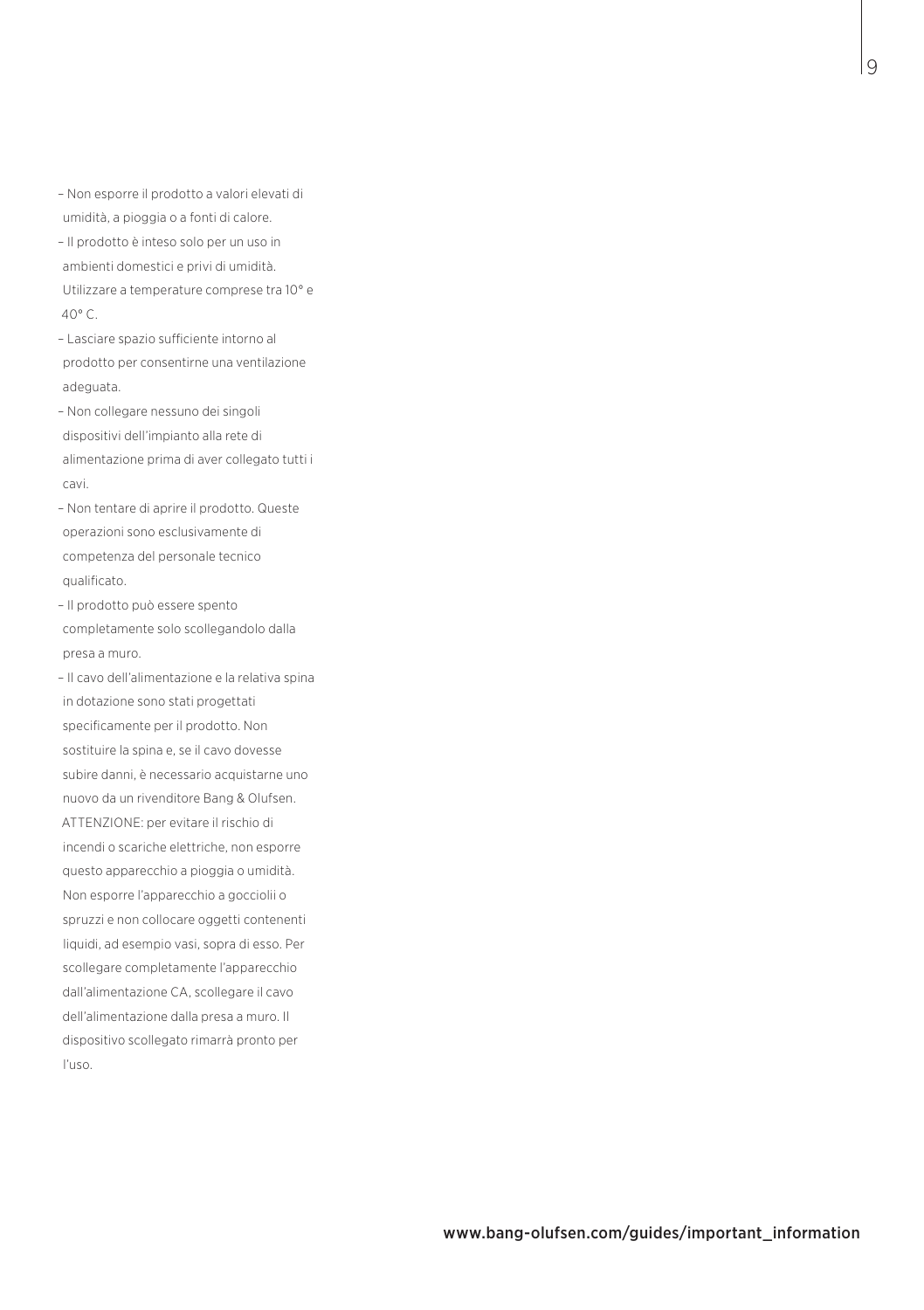- Non esporre il prodotto a valori elevati di umidità, a pioggia o a fonti di calore.
- Il prodotto è inteso solo per un uso in ambienti domestici e privi di umidità. Utilizzare a temperature comprese tra 10° e 40° C.
- Lasciare spazio sufficiente intorno al prodotto per consentirne una ventilazione adeguata.
- Non collegare nessuno dei singoli dispositivi dell'impianto alla rete di alimentazione prima di aver collegato tutti i cavi.
- Non tentare di aprire il prodotto. Queste operazioni sono esclusivamente di competenza del personale tecnico qualificato.
- Il prodotto può essere spento completamente solo scollegandolo dalla presa a muro.
- Il cavo dell'alimentazione e la relativa spina in dotazione sono stati progettati specificamente per il prodotto. Non sostituire la spina e, se il cavo dovesse subire danni, è necessario acquistarne uno nuovo da un rivenditore Bang & Olufsen.

ATTENZIONE: per evitare il rischio di incendi o scariche elettriche, non esporre questo apparecchio a pioggia o umidità. Non esporre l'apparecchio a gocciolii o spruzzi e non collocare oggetti contenenti liquidi, ad esempio vasi, sopra di esso. Per scollegare completamente l'apparecchio dall'alimentazione CA, scollegare il cavo dell'alimentazione dalla presa a muro. Il dispositivo scollegato rimarrà pronto per l'uso.

www.bang-olufsen.com/guides/important_information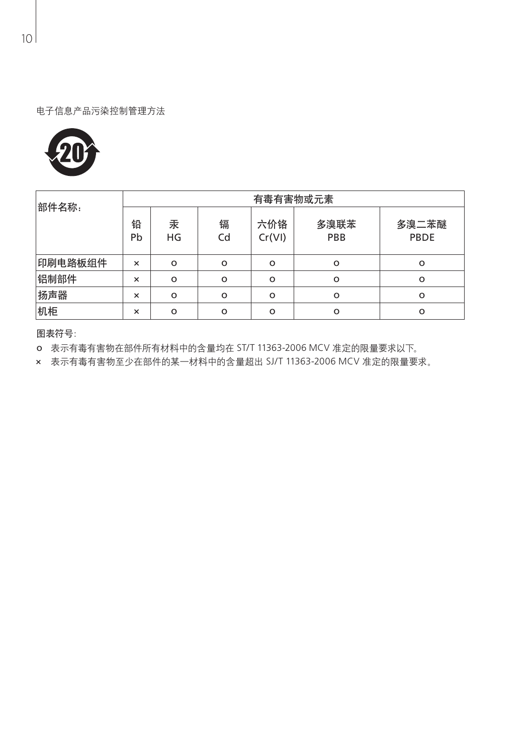电子信息产品污染控制管理方法

| 部件名称： | 有毒有害物或元素 | | | | | |
|---|---|---|---|---|---|---|
| | 铅 Pb | 汞 HG | 镉 Cd | 六价铬 Cr(VI) | 多溴联苯 PBB | 多溴二苯醚 PBDE |
| 印刷电路板组件 | × | o | o | o | o | o |
| 铝制部件 | × | o | o | o | o | o |
| 扬声器 | × | o | o | o | o | o |
| 机柜 | × | o | o | o | o | o |

图表符号:

o 表示有毒有害物在部件所有材料中的含量均在 ST/T 11363-2006 MCV 准定的限量要求以下。

× 表示有毒有害物至少在部件的某一材料中的含量超出 SJ/T 11363-2006 MCV 准定的限量要求。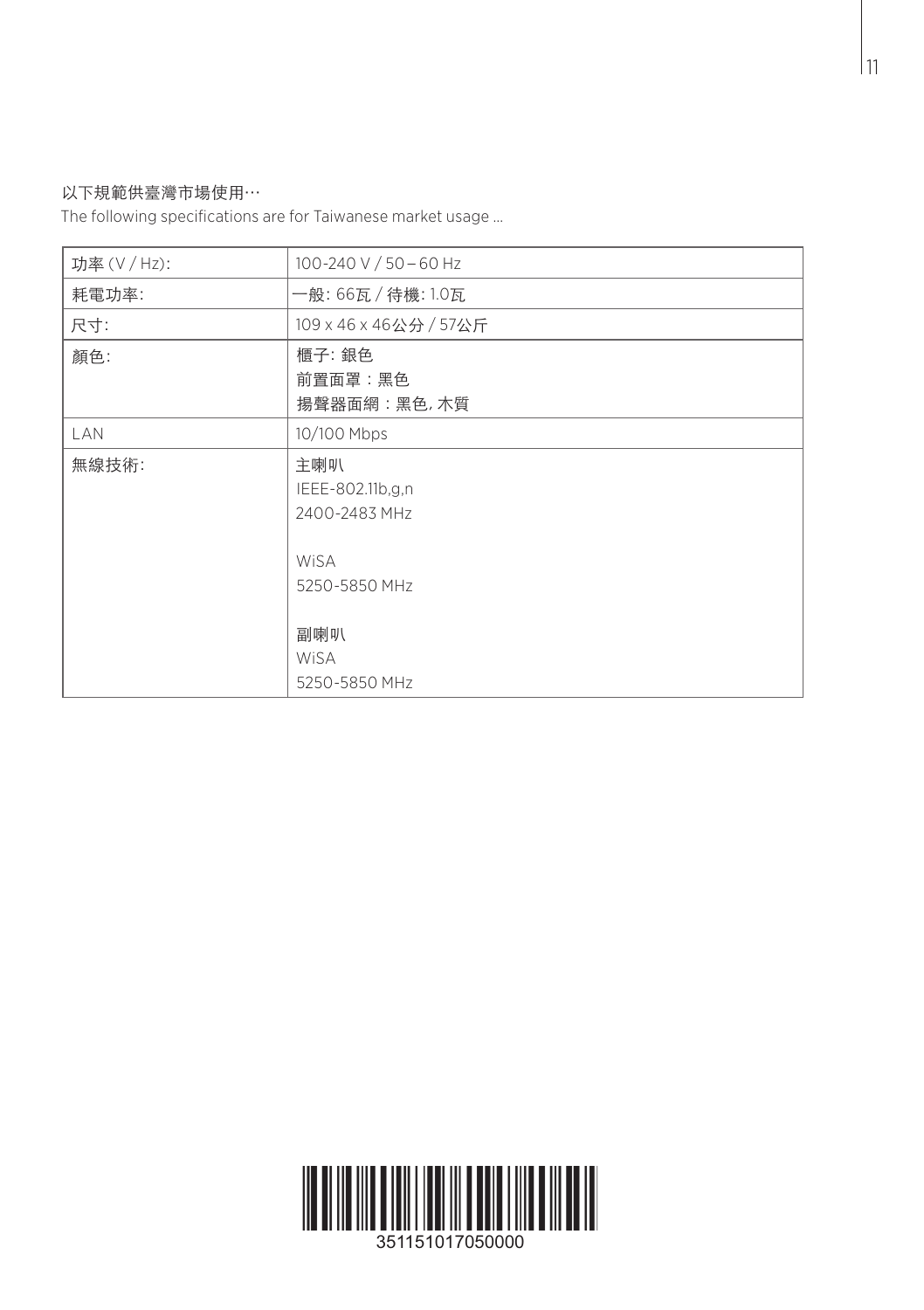以下規範供臺灣市場使用…

The following specifications are for Taiwanese market usage ...

| | |
|---|---|
| 功率 (V / Hz): | 100-240 V / 50 – 60 Hz |
| 耗電功率: | 一般: 66瓦 / 待機: 1.0瓦 |
| 尺寸: | 109 x 46 x 46公分 / 57公斤 |
| 顏色: | 櫃子: 銀色<br>前置面罩：黑色<br>揚聲器面網：黑色, 木質 |
| LAN | 10/100 Mbps |
| 無線技術: | 主喇叭<br>IEEE-802.11b,g,n<br>2400-2483 MHz<br><br>WiSA<br>5250-5850 MHz<br><br>副喇叭<br>WiSA<br>5250-5850 MHz |

351151017050000